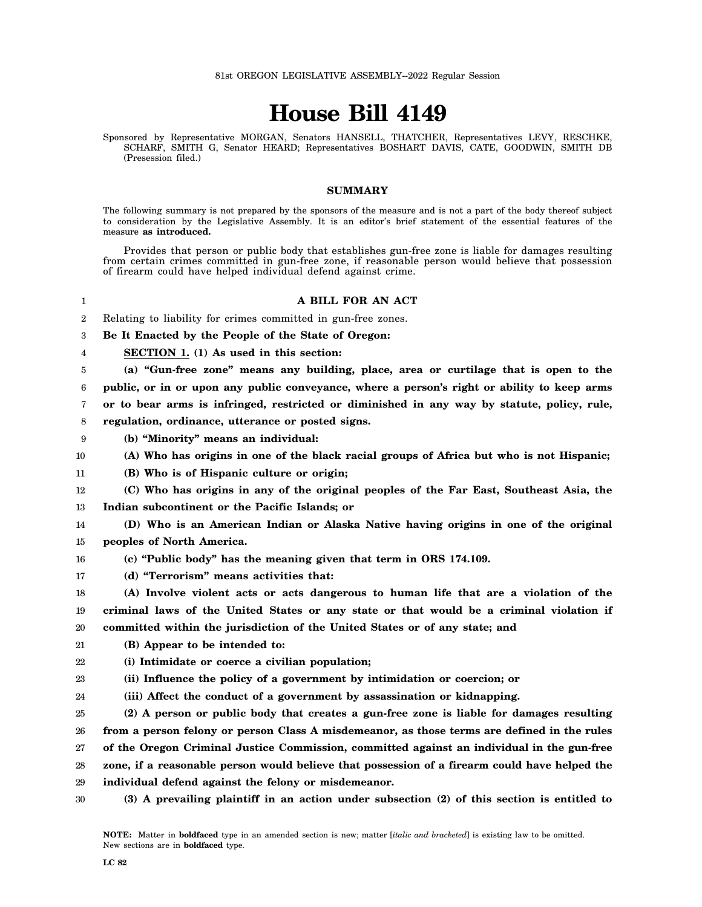81st OREGON LEGISLATIVE ASSEMBLY--2022 Regular Session

# House Bill 4149

Sponsored by Representative MORGAN, Senators HANSELL, THATCHER, Representatives LEVY, RESCHKE, SCHARF, SMITH G, Senator HEARD; Representatives BOSHART DAVIS, CATE, GOODWIN, SMITH DB (Presession filed.)

## SUMMARY

The following summary is not prepared by the sponsors of the measure and is not a part of the body thereof subject to consideration by the Legislative Assembly. It is an editor's brief statement of the essential features of the measure **as introduced.**

Provides that person or public body that establishes gun-free zone is liable for damages resulting from certain crimes committed in gun-free zone, if reasonable person would believe that possession of firearm could have helped individual defend against crime.

**A BILL FOR AN ACT**

Relating to liability for crimes committed in gun-free zones.

**Be It Enacted by the People of the State of Oregon:**

**SECTION 1. (1) As used in this section:**

**(a) "Gun-free zone" means any building, place, area or curtilage that is open to the public, or in or upon any public conveyance, where a person's right or ability to keep arms or to bear arms is infringed, restricted or diminished in any way by statute, policy, rule, regulation, ordinance, utterance or posted signs.**

**(b) "Minority" means an individual:**

**(A) Who has origins in one of the black racial groups of Africa but who is not Hispanic;**

**(B) Who is of Hispanic culture or origin;**

**(C) Who has origins in any of the original peoples of the Far East, Southeast Asia, the Indian subcontinent or the Pacific Islands; or**

**(D) Who is an American Indian or Alaska Native having origins in one of the original peoples of North America.**

**(c) "Public body" has the meaning given that term in ORS 174.109.**

**(d) "Terrorism" means activities that:**

**(A) Involve violent acts or acts dangerous to human life that are a violation of the criminal laws of the United States or any state or that would be a criminal violation if committed within the jurisdiction of the United States or of any state; and**

**(B) Appear to be intended to:**

**(i) Intimidate or coerce a civilian population;**

**(ii) Influence the policy of a government by intimidation or coercion; or**

**(iii) Affect the conduct of a government by assassination or kidnapping.**

**(2) A person or public body that creates a gun-free zone is liable for damages resulting from a person felony or person Class A misdemeanor, as those terms are defined in the rules of the Oregon Criminal Justice Commission, committed against an individual in the gun-free zone, if a reasonable person would believe that possession of a firearm could have helped the individual defend against the felony or misdemeanor.**

**(3) A prevailing plaintiff in an action under subsection (2) of this section is entitled to**

**NOTE:** Matter in **boldfaced** type in an amended section is new; matter [*italic and bracketed*] is existing law to be omitted. New sections are in **boldfaced** type.

LC 82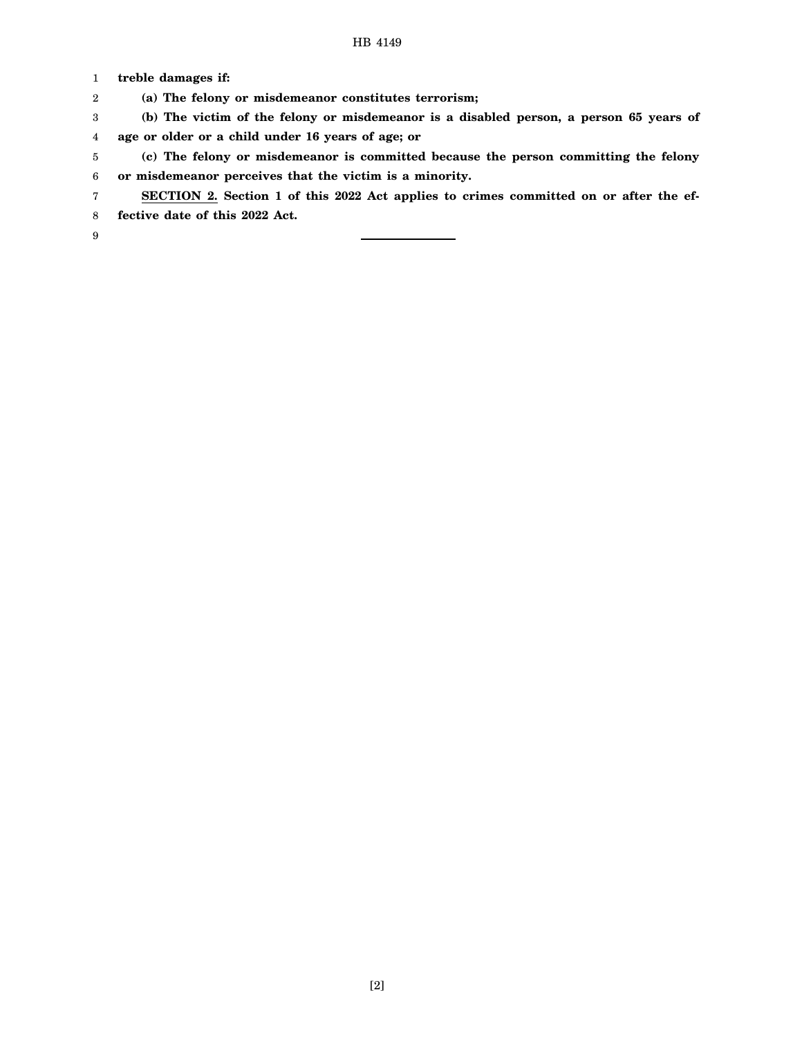**treble damages if:**

**(a) The felony or misdemeanor constitutes terrorism;**

**(b) The victim of the felony or misdemeanor is a disabled person, a person 65 years of age or older or a child under 16 years of age; or**

**(c) The felony or misdemeanor is committed because the person committing the felony or misdemeanor perceives that the victim is a minority.**

**<u>SECTION 2.</u> Section 1 of this 2022 Act applies to crimes committed on or after the effective date of this 2022 Act.**